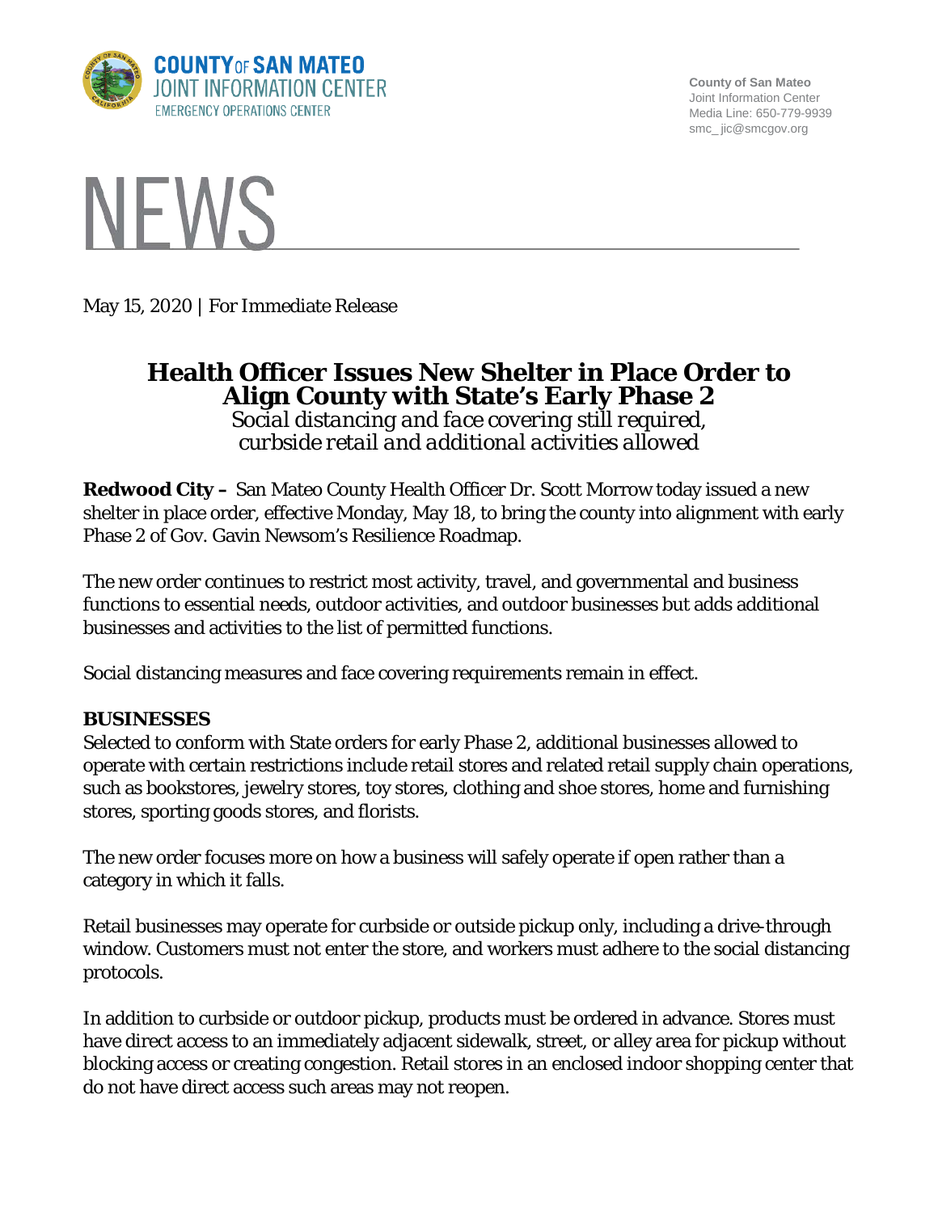COUNTY OF SAN MATEO
JOINT INFORMATION CENTER
EMERGENCY OPERATIONS CENTER

County of San Mateo
Joint Information Center
Media Line: 650-779-9939
smc_jic@smcgov.org

# NEWS

May 15, 2020 | For Immediate Release

## Health Officer Issues New Shelter in Place Order to Align County with State's Early Phase 2

*Social distancing and face covering still required, curbside retail and additional activities allowed*

**Redwood City –** San Mateo County Health Officer Dr. Scott Morrow today issued a new shelter in place order, effective Monday, May 18, to bring the county into alignment with early Phase 2 of Gov. Gavin Newsom's Resilience Roadmap.

The new order continues to restrict most activity, travel, and governmental and business functions to essential needs, outdoor activities, and outdoor businesses but adds additional businesses and activities to the list of permitted functions.

Social distancing measures and face covering requirements remain in effect.

**BUSINESSES**

Selected to conform with State orders for early Phase 2, additional businesses allowed to operate with certain restrictions include retail stores and related retail supply chain operations, such as bookstores, jewelry stores, toy stores, clothing and shoe stores, home and furnishing stores, sporting goods stores, and florists.

The new order focuses more on how a business will safely operate if open rather than a category in which it falls.

Retail businesses may operate for curbside or outside pickup only, including a drive-through window. Customers must not enter the store, and workers must adhere to the social distancing protocols.

In addition to curbside or outdoor pickup, products must be ordered in advance. Stores must have direct access to an immediately adjacent sidewalk, street, or alley area for pickup without blocking access or creating congestion. Retail stores in an enclosed indoor shopping center that do not have direct access such areas may not reopen.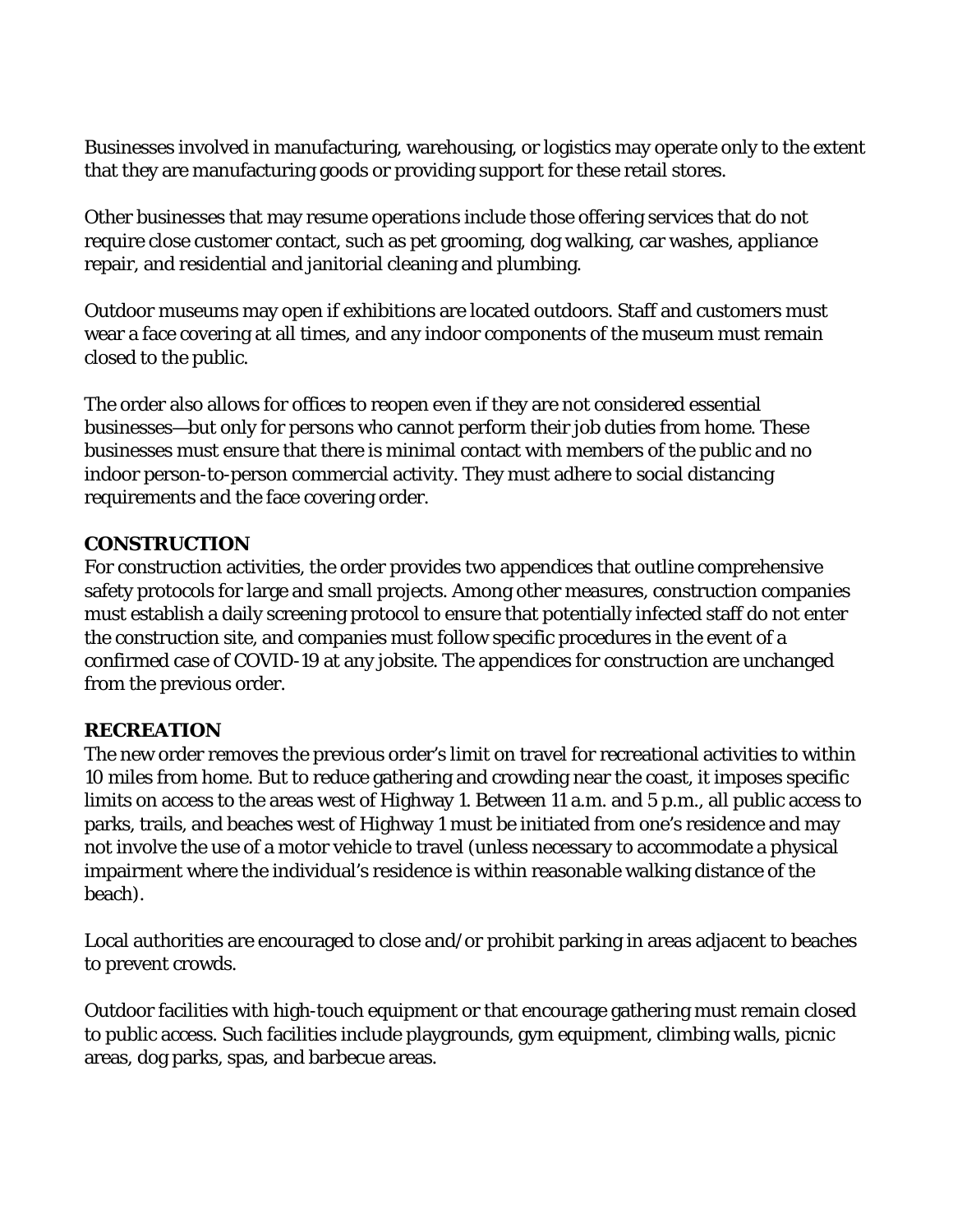Businesses involved in manufacturing, warehousing, or logistics may operate only to the extent that they are manufacturing goods or providing support for these retail stores.

Other businesses that may resume operations include those offering services that do not require close customer contact, such as pet grooming, dog walking, car washes, appliance repair, and residential and janitorial cleaning and plumbing.

Outdoor museums may open if exhibitions are located outdoors. Staff and customers must wear a face covering at all times, and any indoor components of the museum must remain closed to the public.

The order also allows for offices to reopen even if they are not considered essential businesses—but only for persons who cannot perform their job duties from home. These businesses must ensure that there is minimal contact with members of the public and no indoor person-to-person commercial activity. They must adhere to social distancing requirements and the face covering order.

**CONSTRUCTION**

For construction activities, the order provides two appendices that outline comprehensive safety protocols for large and small projects. Among other measures, construction companies must establish a daily screening protocol to ensure that potentially infected staff do not enter the construction site, and companies must follow specific procedures in the event of a confirmed case of COVID-19 at any jobsite. The appendices for construction are unchanged from the previous order.

**RECREATION**

The new order removes the previous order's limit on travel for recreational activities to within 10 miles from home. But to reduce gathering and crowding near the coast, it imposes specific limits on access to the areas west of Highway 1. Between 11 a.m. and 5 p.m., all public access to parks, trails, and beaches west of Highway 1 must be initiated from one's residence and may not involve the use of a motor vehicle to travel (unless necessary to accommodate a physical impairment where the individual's residence is within reasonable walking distance of the beach).

Local authorities are encouraged to close and/or prohibit parking in areas adjacent to beaches to prevent crowds.

Outdoor facilities with high-touch equipment or that encourage gathering must remain closed to public access. Such facilities include playgrounds, gym equipment, climbing walls, picnic areas, dog parks, spas, and barbecue areas.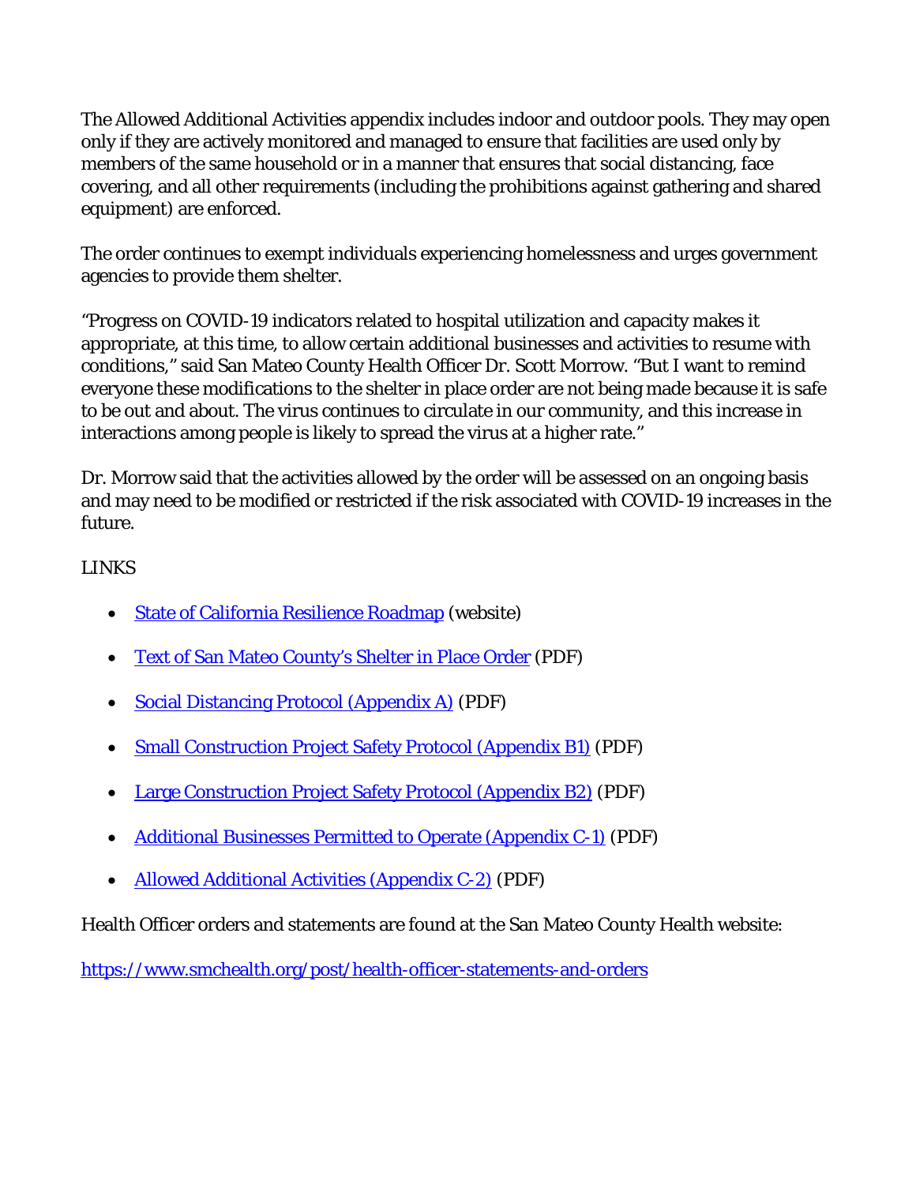The Allowed Additional Activities appendix includes indoor and outdoor pools. They may open only if they are actively monitored and managed to ensure that facilities are used only by members of the same household or in a manner that ensures that social distancing, face covering, and all other requirements (including the prohibitions against gathering and shared equipment) are enforced.

The order continues to exempt individuals experiencing homelessness and urges government agencies to provide them shelter.

"Progress on COVID-19 indicators related to hospital utilization and capacity makes it appropriate, at this time, to allow certain additional businesses and activities to resume with conditions," said San Mateo County Health Officer Dr. Scott Morrow. "But I want to remind everyone these modifications to the shelter in place order are not being made because it is safe to be out and about. The virus continues to circulate in our community, and this increase in interactions among people is likely to spread the virus at a higher rate."

Dr. Morrow said that the activities allowed by the order will be assessed on an ongoing basis and may need to be modified or restricted if the risk associated with COVID-19 increases in the future.

LINKS

- State of California Resilience Roadmap (website)
- Text of San Mateo County's Shelter in Place Order (PDF)
- Social Distancing Protocol (Appendix A) (PDF)
- Small Construction Project Safety Protocol (Appendix B1) (PDF)
- Large Construction Project Safety Protocol (Appendix B2) (PDF)
- Additional Businesses Permitted to Operate (Appendix C-1) (PDF)
- Allowed Additional Activities (Appendix C-2) (PDF)

Health Officer orders and statements are found at the San Mateo County Health website:

https://www.smchealth.org/post/health-officer-statements-and-orders